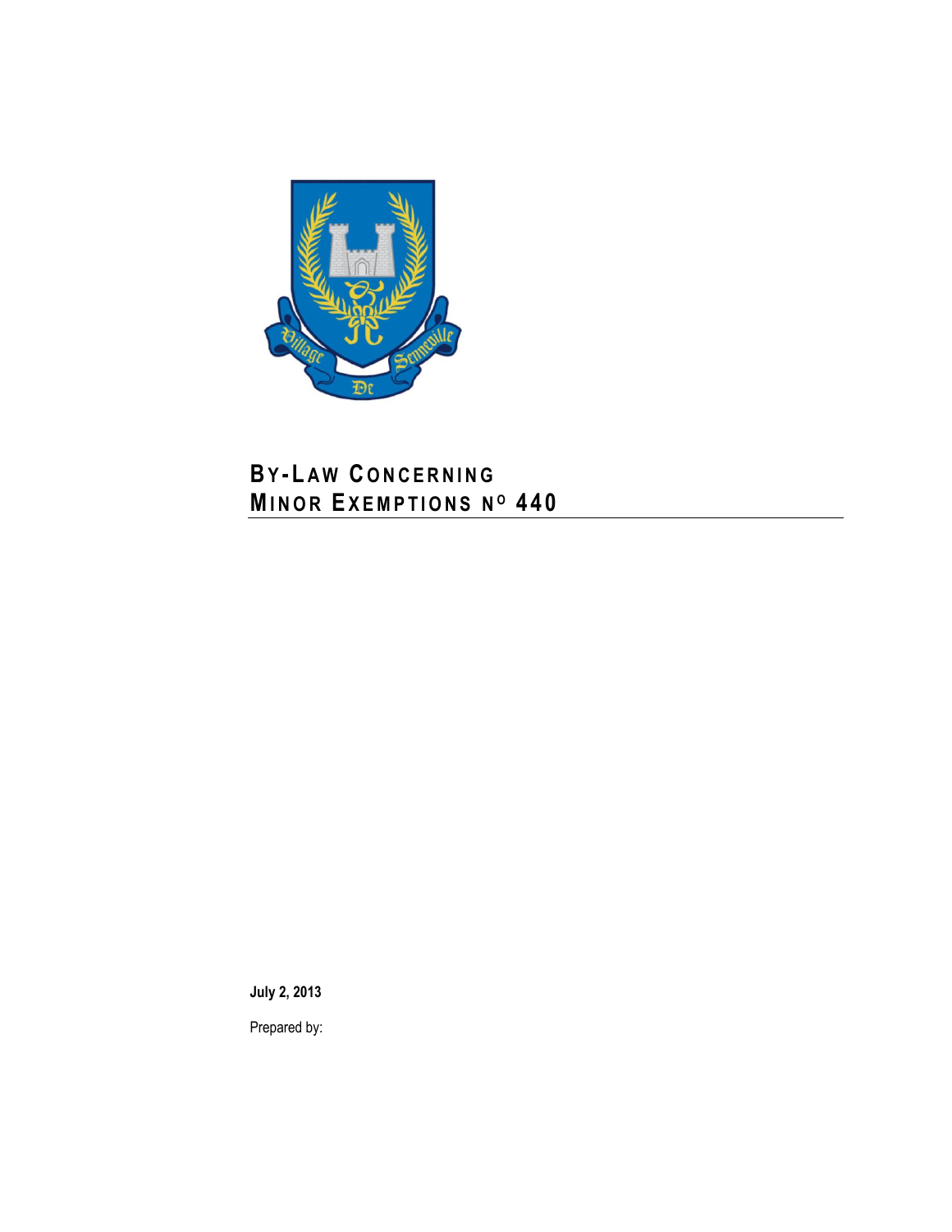# BY-LAW CONCERNING MINOR EXEMPTIONS Nº 440

**July 2, 2013**

Prepared by: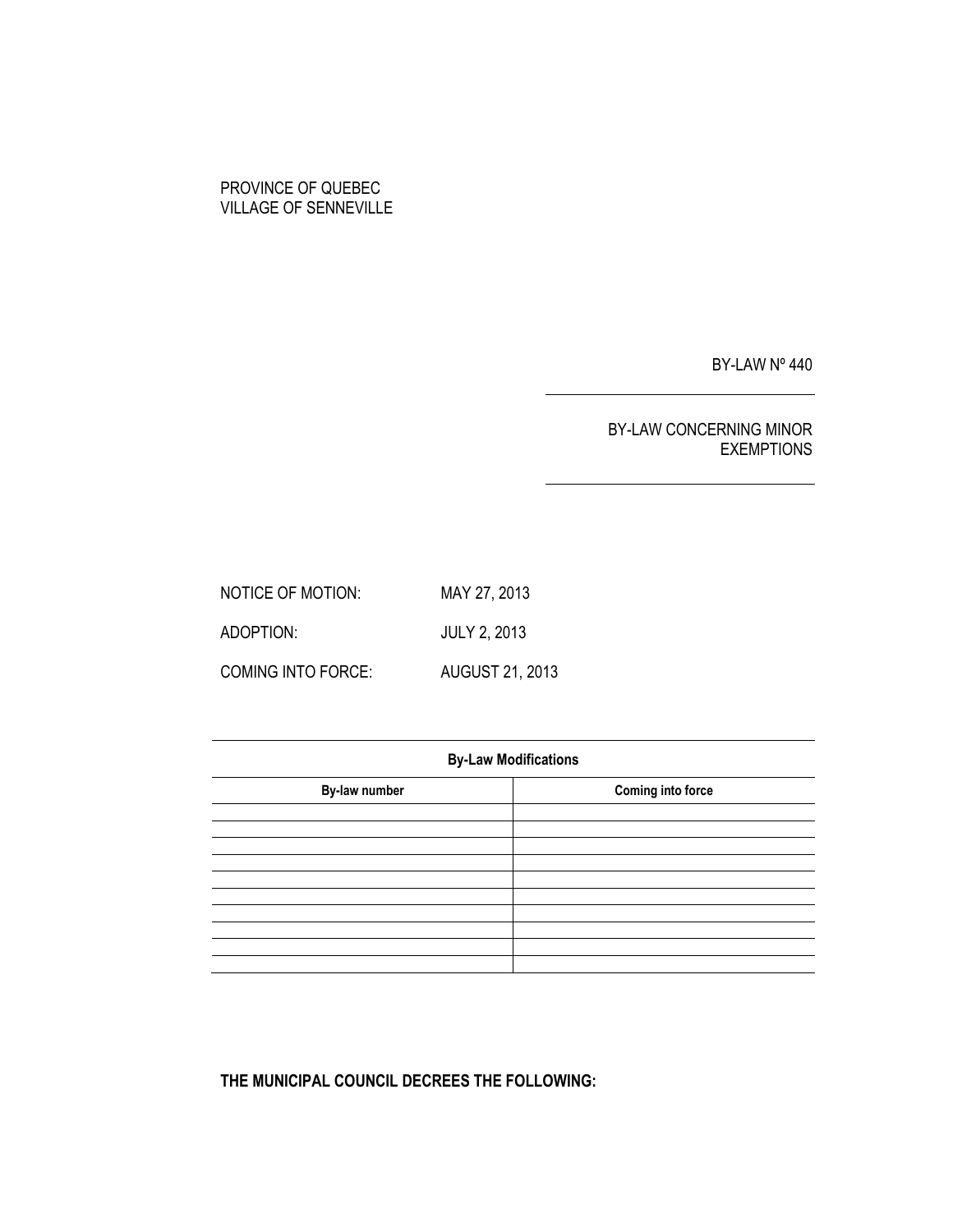PROVINCE OF QUEBEC
VILLAGE OF SENNEVILLE

BY-LAW Nº 440

BY-LAW CONCERNING MINOR EXEMPTIONS

NOTICE OF MOTION: MAY 27, 2013

ADOPTION: JULY 2, 2013

COMING INTO FORCE: AUGUST 21, 2013

| **By-Law Modifications** | |
|---|---|
| **By-law number** | **Coming into force** |
| | |
| | |
| | |
| | |
| | |
| | |
| | |
| | |
| | |
| | |

**THE MUNICIPAL COUNCIL DECREES THE FOLLOWING:**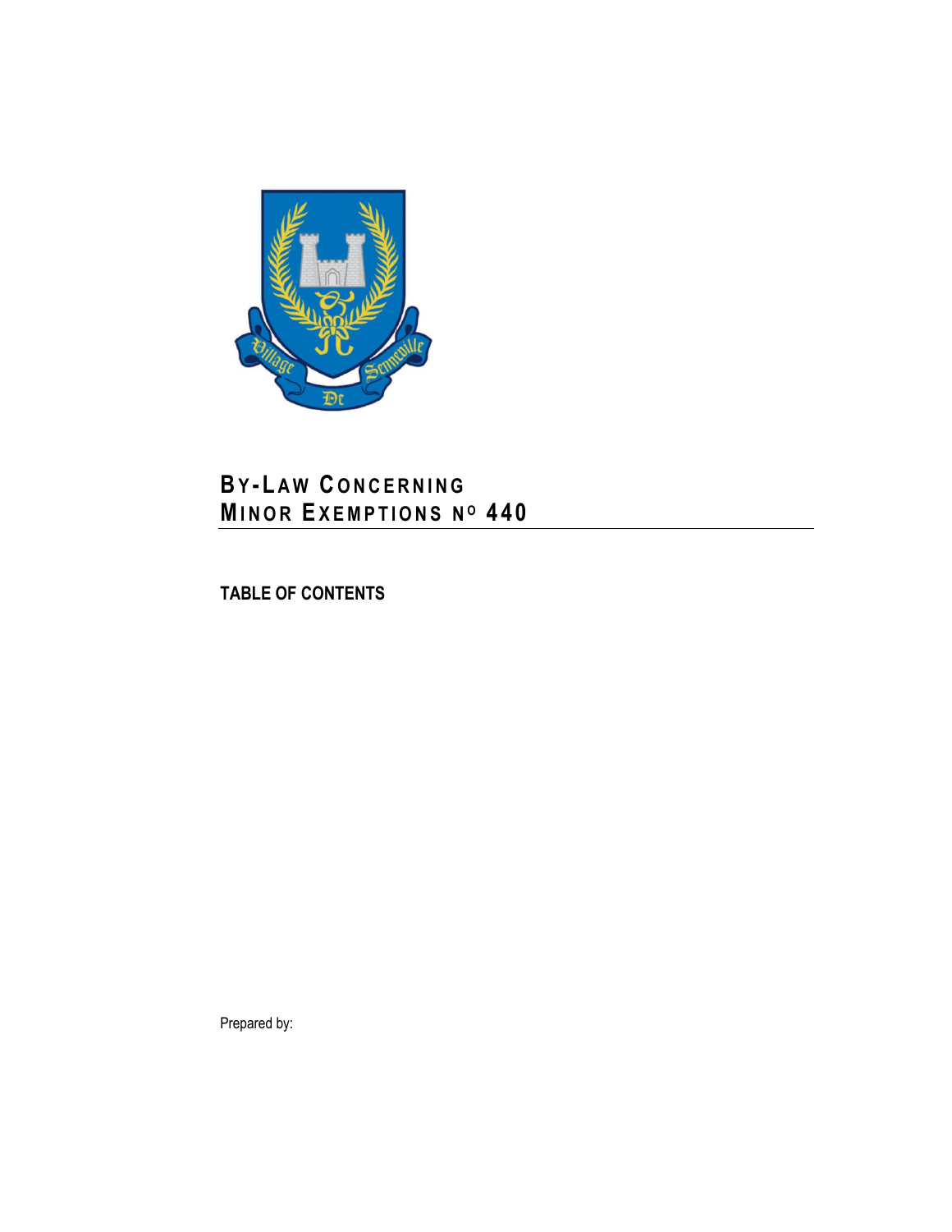# BY-LAW CONCERNING MINOR EXEMPTIONS Nº 440

**TABLE OF CONTENTS**

Prepared by: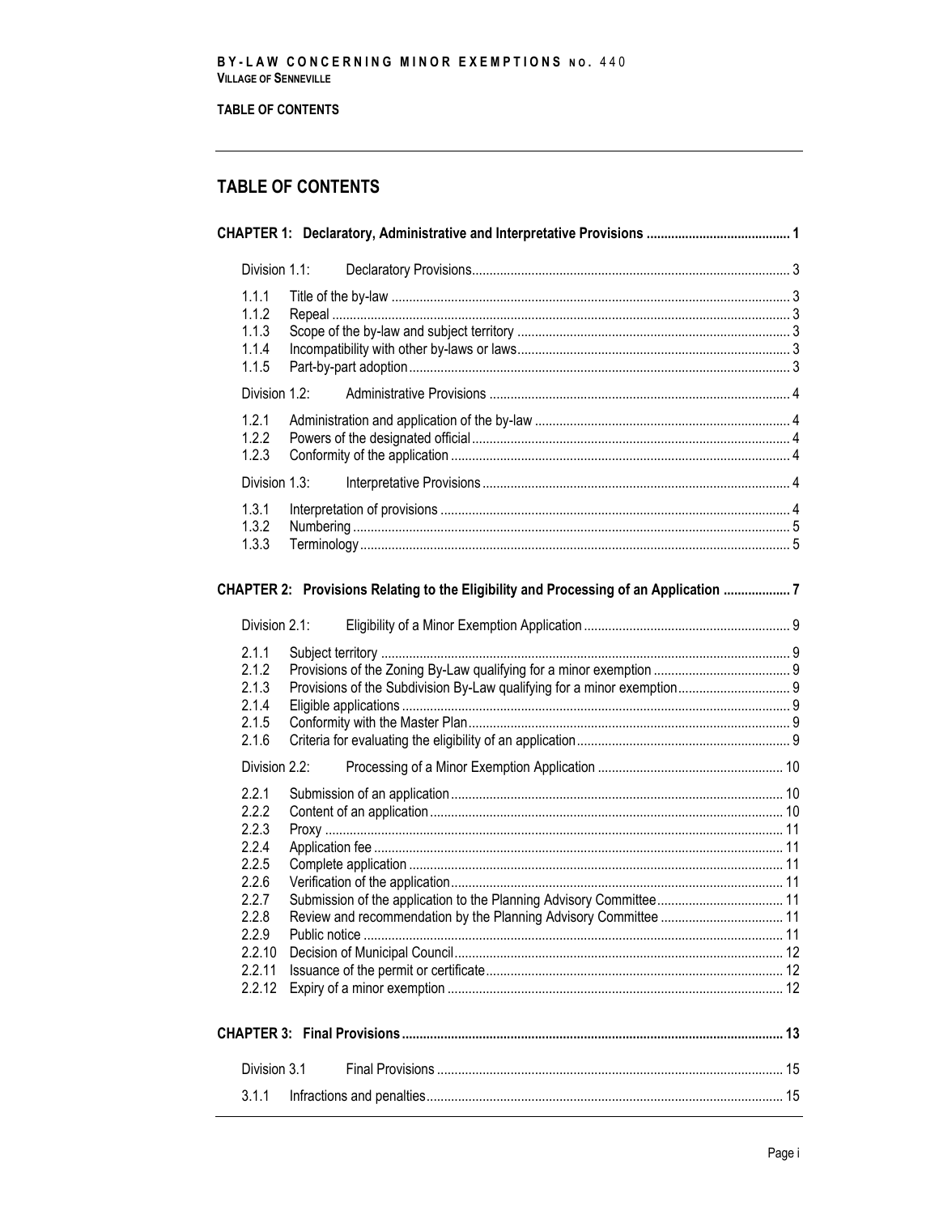# TABLE OF CONTENTS

**CHAPTER 1: Declaratory, Administrative and Interpretative Provisions ........ 1**

Division 1.1: Declaratory Provisions ........ 3

- 1.1.1 Title of the by-law ........ 3
- 1.1.2 Repeal ........ 3
- 1.1.3 Scope of the by-law and subject territory ........ 3
- 1.1.4 Incompatibility with other by-laws or laws ........ 3
- 1.1.5 Part-by-part adoption ........ 3

Division 1.2: Administrative Provisions ........ 4

- 1.2.1 Administration and application of the by-law ........ 4
- 1.2.2 Powers of the designated official ........ 4
- 1.2.3 Conformity of the application ........ 4

Division 1.3: Interpretative Provisions ........ 4

- 1.3.1 Interpretation of provisions ........ 4
- 1.3.2 Numbering ........ 5
- 1.3.3 Terminology ........ 5

**CHAPTER 2: Provisions Relating to the Eligibility and Processing of an Application ........ 7**

Division 2.1: Eligibility of a Minor Exemption Application ........ 9

- 2.1.1 Subject territory ........ 9
- 2.1.2 Provisions of the Zoning By-Law qualifying for a minor exemption ........ 9
- 2.1.3 Provisions of the Subdivision By-Law qualifying for a minor exemption ........ 9
- 2.1.4 Eligible applications ........ 9
- 2.1.5 Conformity with the Master Plan ........ 9
- 2.1.6 Criteria for evaluating the eligibility of an application ........ 9

Division 2.2: Processing of a Minor Exemption Application ........ 10

- 2.2.1 Submission of an application ........ 10
- 2.2.2 Content of an application ........ 10
- 2.2.3 Proxy ........ 11
- 2.2.4 Application fee ........ 11
- 2.2.5 Complete application ........ 11
- 2.2.6 Verification of the application ........ 11
- 2.2.7 Submission of the application to the Planning Advisory Committee ........ 11
- 2.2.8 Review and recommendation by the Planning Advisory Committee ........ 11
- 2.2.9 Public notice ........ 11
- 2.2.10 Decision of Municipal Council ........ 12
- 2.2.11 Issuance of the permit or certificate ........ 12
- 2.2.12 Expiry of a minor exemption ........ 12

**CHAPTER 3: Final Provisions ........ 13**

Division 3.1 Final Provisions ........ 15

- 3.1.1 Infractions and penalties ........ 15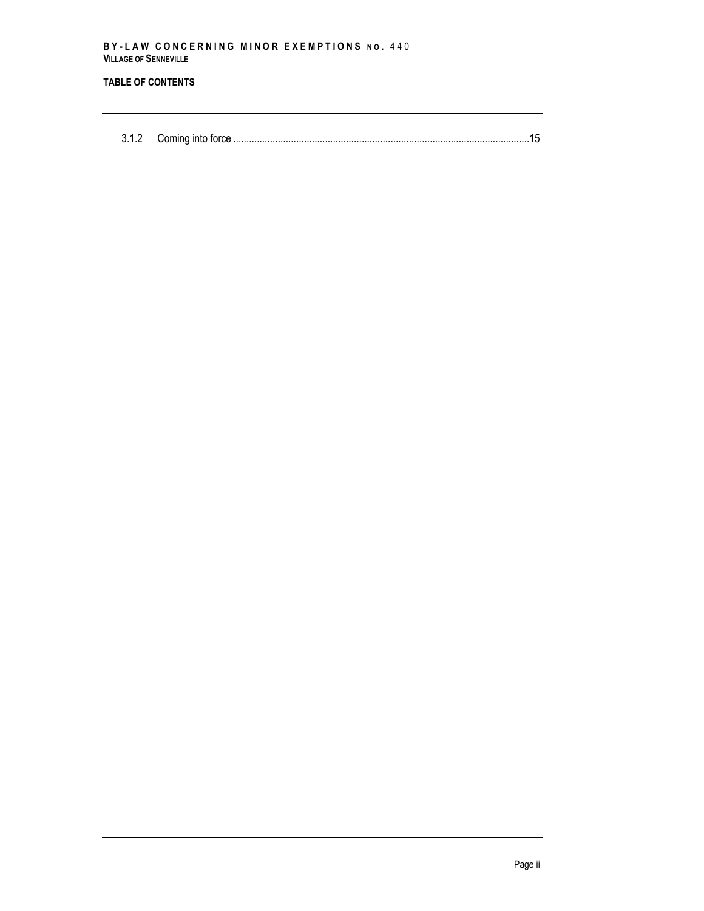**TABLE OF CONTENTS**

3.1.2 Coming into force ..............................................................................................................15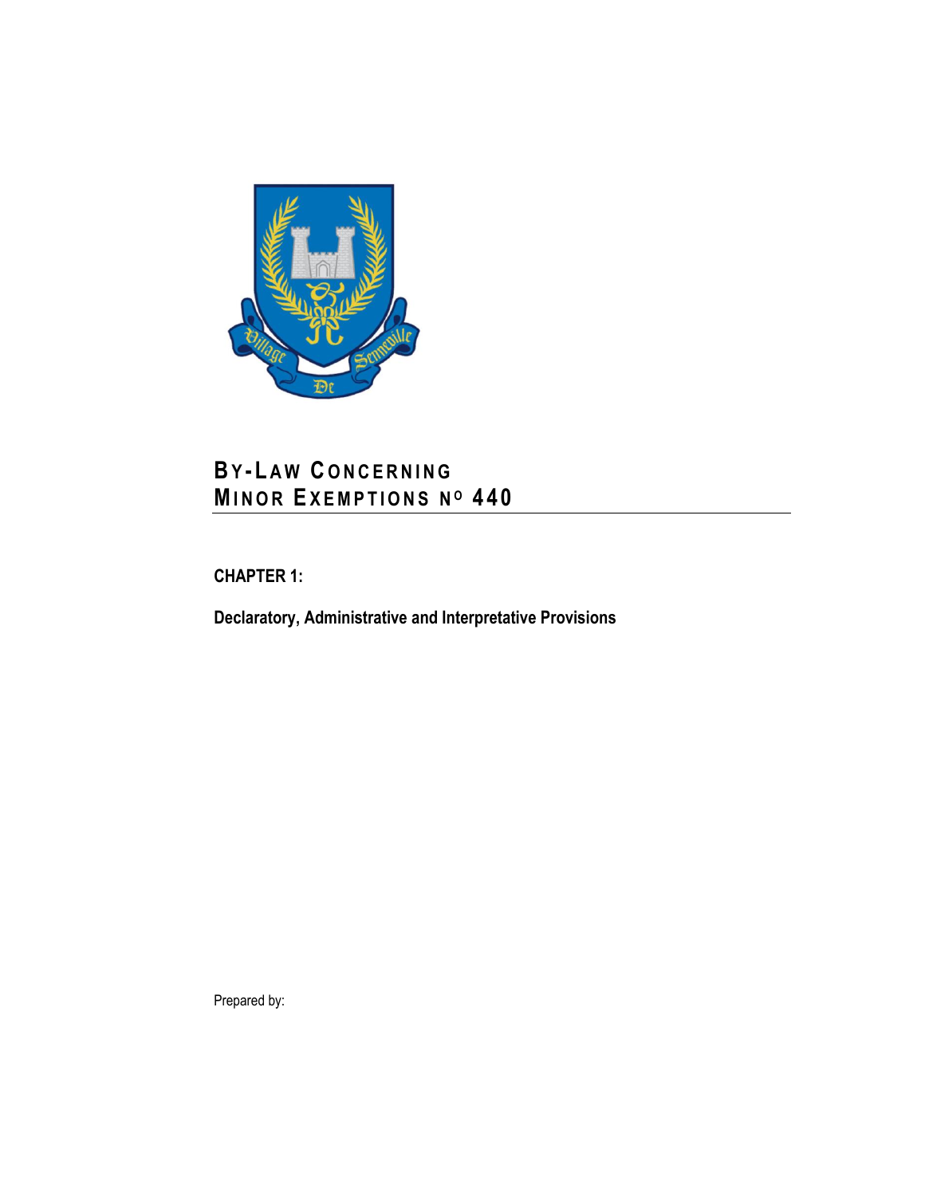# BY-LAW CONCERNING MINOR EXEMPTIONS No 440

**CHAPTER 1:**

**Declaratory, Administrative and Interpretative Provisions**

Prepared by: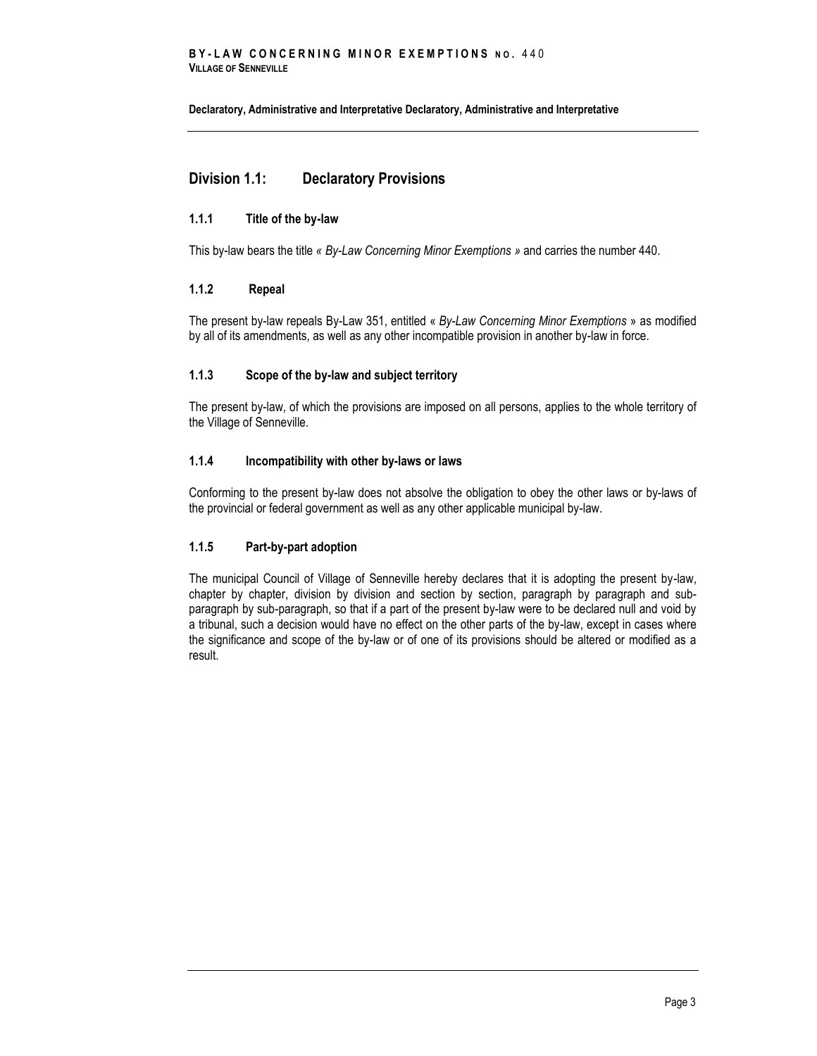## Division 1.1: Declaratory Provisions

### 1.1.1 Title of the by-law

This by-law bears the title *« By-Law Concerning Minor Exemptions »* and carries the number 440.

### 1.1.2 Repeal

The present by-law repeals By-Law 351, entitled « *By-Law Concerning Minor Exemptions* » as modified by all of its amendments, as well as any other incompatible provision in another by-law in force.

### 1.1.3 Scope of the by-law and subject territory

The present by-law, of which the provisions are imposed on all persons, applies to the whole territory of the Village of Senneville.

### 1.1.4 Incompatibility with other by-laws or laws

Conforming to the present by-law does not absolve the obligation to obey the other laws or by-laws of the provincial or federal government as well as any other applicable municipal by-law.

### 1.1.5 Part-by-part adoption

The municipal Council of Village of Senneville hereby declares that it is adopting the present by-law, chapter by chapter, division by division and section by section, paragraph by paragraph and sub-paragraph by sub-paragraph, so that if a part of the present by-law were to be declared null and void by a tribunal, such a decision would have no effect on the other parts of the by-law, except in cases where the significance and scope of the by-law or of one of its provisions should be altered or modified as a result.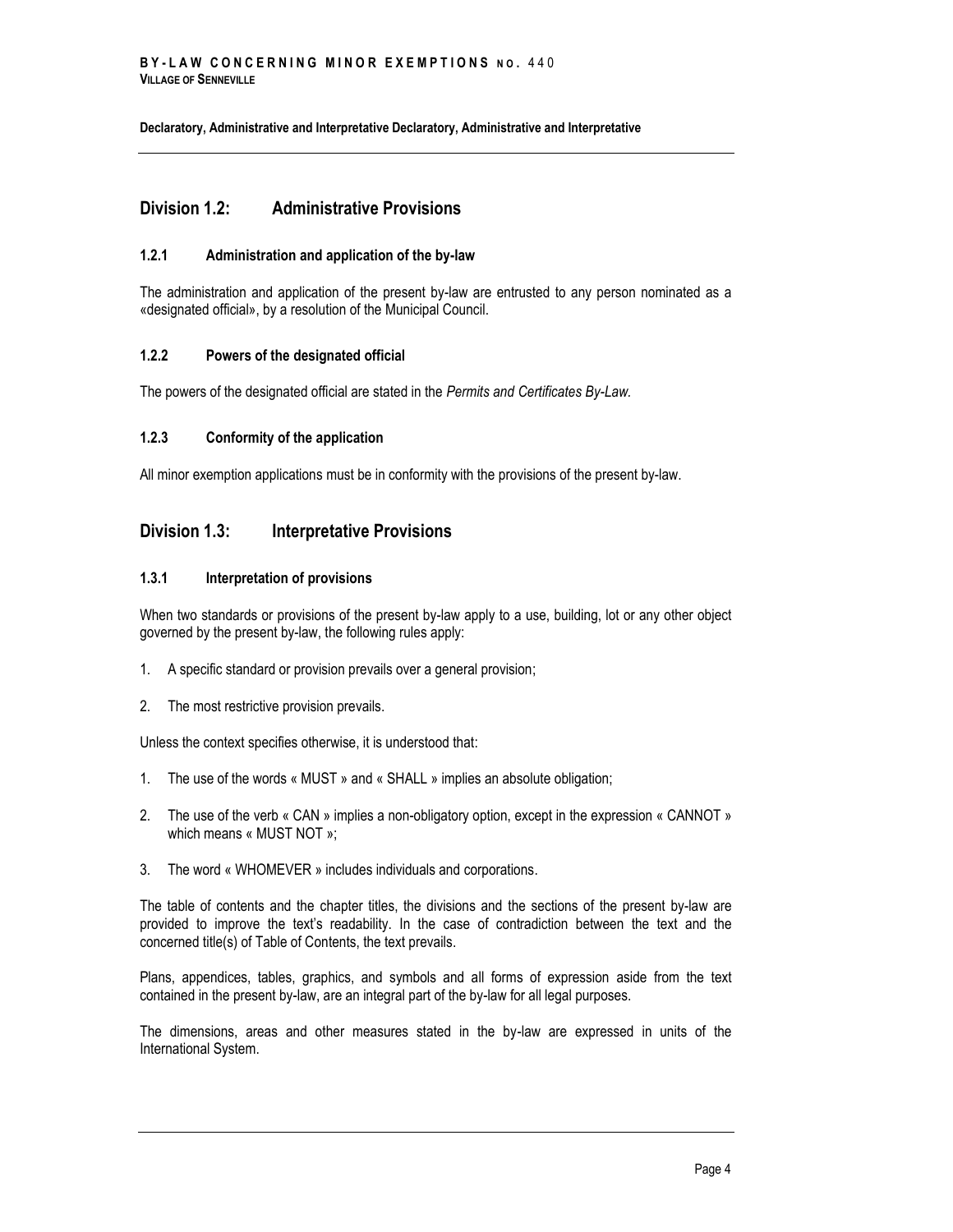## Division 1.2: Administrative Provisions

### 1.2.1 Administration and application of the by-law

The administration and application of the present by-law are entrusted to any person nominated as a «designated official», by a resolution of the Municipal Council.

### 1.2.2 Powers of the designated official

The powers of the designated official are stated in the *Permits and Certificates By-Law.*

### 1.2.3 Conformity of the application

All minor exemption applications must be in conformity with the provisions of the present by-law.

## Division 1.3: Interpretative Provisions

### 1.3.1 Interpretation of provisions

When two standards or provisions of the present by-law apply to a use, building, lot or any other object governed by the present by-law, the following rules apply:

1. A specific standard or provision prevails over a general provision;
2. The most restrictive provision prevails.

Unless the context specifies otherwise, it is understood that:

1. The use of the words « MUST » and « SHALL » implies an absolute obligation;
2. The use of the verb « CAN » implies a non-obligatory option, except in the expression « CANNOT » which means « MUST NOT »;
3. The word « WHOMEVER » includes individuals and corporations.

The table of contents and the chapter titles, the divisions and the sections of the present by-law are provided to improve the text's readability. In the case of contradiction between the text and the concerned title(s) of Table of Contents, the text prevails.

Plans, appendices, tables, graphics, and symbols and all forms of expression aside from the text contained in the present by-law, are an integral part of the by-law for all legal purposes.

The dimensions, areas and other measures stated in the by-law are expressed in units of the International System.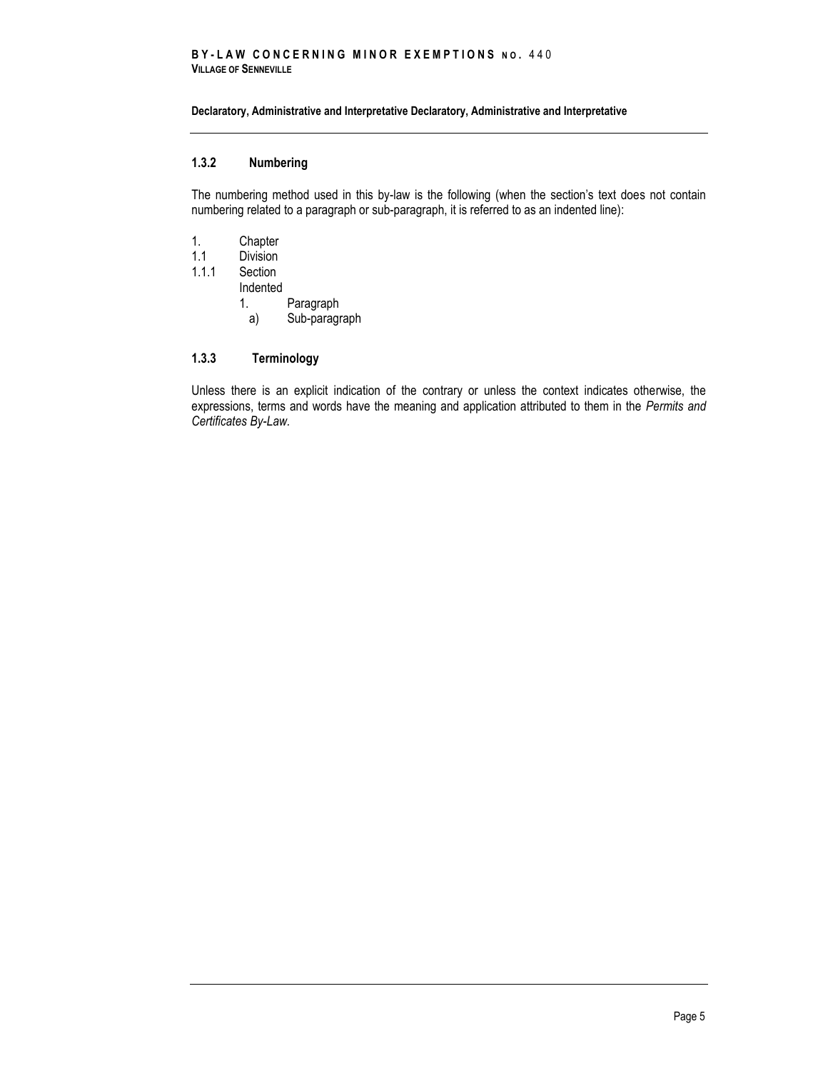### 1.3.2 Numbering

The numbering method used in this by-law is the following (when the section's text does not contain numbering related to a paragraph or sub-paragraph, it is referred to as an indented line):

1. Chapter
1.1 Division
1.1.1 Section
Indented
1. Paragraph
a) Sub-paragraph

### 1.3.3 Terminology

Unless there is an explicit indication of the contrary or unless the context indicates otherwise, the expressions, terms and words have the meaning and application attributed to them in the *Permits and Certificates By-Law*.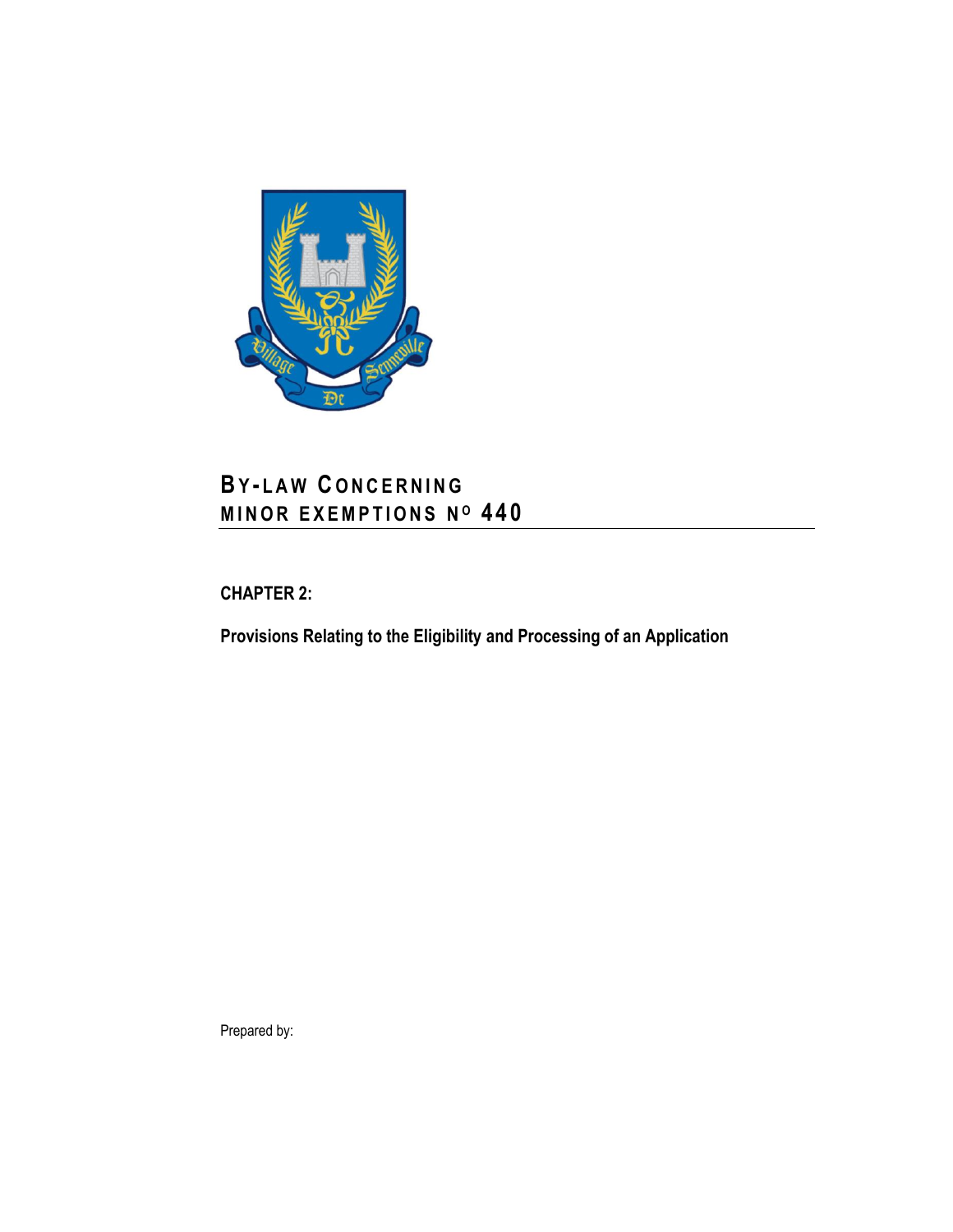# BY-LAW CONCERNING MINOR EXEMPTIONS N$^{O}$ 440

## CHAPTER 2:

**Provisions Relating to the Eligibility and Processing of an Application**

Prepared by: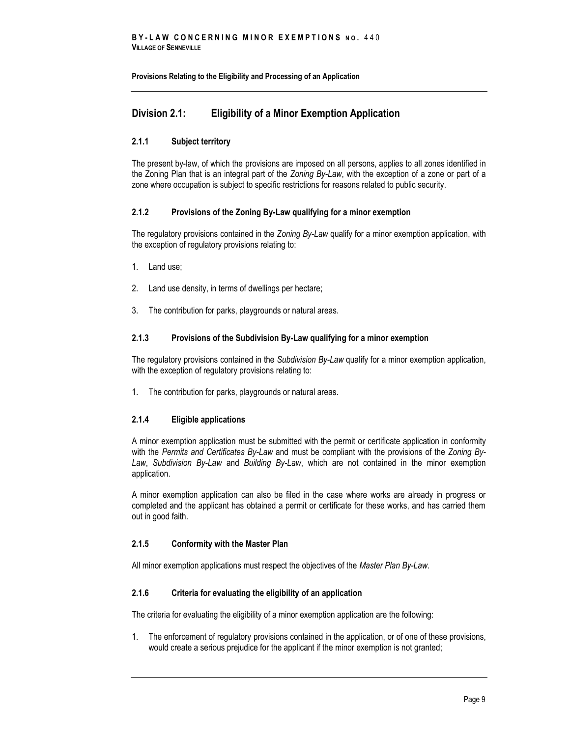**Provisions Relating to the Eligibility and Processing of an Application**

## Division 2.1: Eligibility of a Minor Exemption Application

### 2.1.1 Subject territory

The present by-law, of which the provisions are imposed on all persons, applies to all zones identified in the Zoning Plan that is an integral part of the *Zoning By-Law*, with the exception of a zone or part of a zone where occupation is subject to specific restrictions for reasons related to public security.

### 2.1.2 Provisions of the Zoning By-Law qualifying for a minor exemption

The regulatory provisions contained in the *Zoning By-Law* qualify for a minor exemption application, with the exception of regulatory provisions relating to:

1. Land use;
2. Land use density, in terms of dwellings per hectare;
3. The contribution for parks, playgrounds or natural areas.

### 2.1.3 Provisions of the Subdivision By-Law qualifying for a minor exemption

The regulatory provisions contained in the *Subdivision By-Law* qualify for a minor exemption application, with the exception of regulatory provisions relating to:

1. The contribution for parks, playgrounds or natural areas.

### 2.1.4 Eligible applications

A minor exemption application must be submitted with the permit or certificate application in conformity with the *Permits and Certificates By-Law* and must be compliant with the provisions of the *Zoning By-Law*, *Subdivision By-Law* and *Building By-Law*, which are not contained in the minor exemption application.

A minor exemption application can also be filed in the case where works are already in progress or completed and the applicant has obtained a permit or certificate for these works, and has carried them out in good faith.

### 2.1.5 Conformity with the Master Plan

All minor exemption applications must respect the objectives of the *Master Plan By-Law*.

### 2.1.6 Criteria for evaluating the eligibility of an application

The criteria for evaluating the eligibility of a minor exemption application are the following:

1. The enforcement of regulatory provisions contained in the application, or of one of these provisions, would create a serious prejudice for the applicant if the minor exemption is not granted;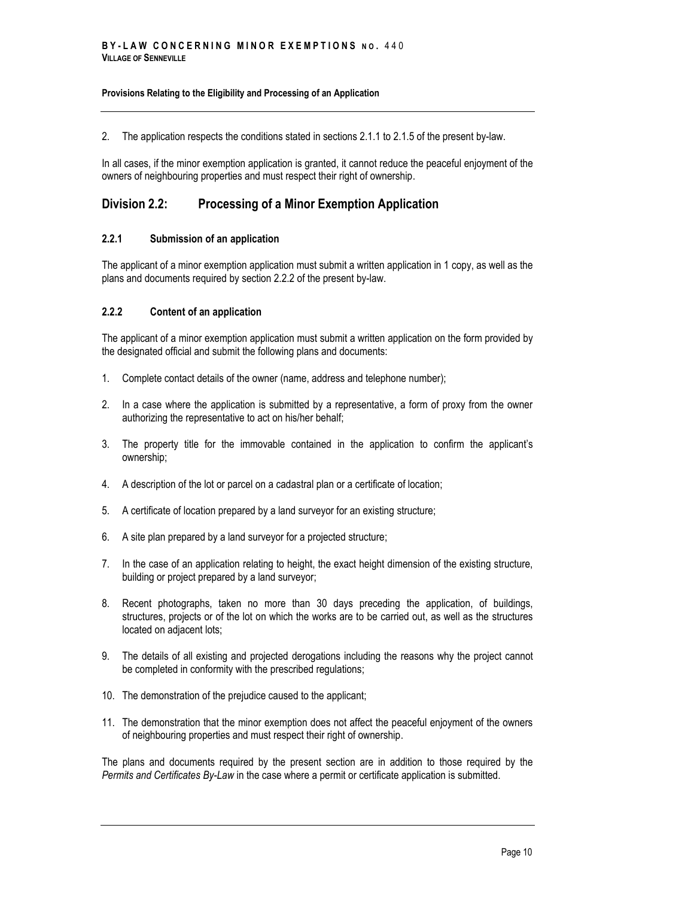2. The application respects the conditions stated in sections 2.1.1 to 2.1.5 of the present by-law.

In all cases, if the minor exemption application is granted, it cannot reduce the peaceful enjoyment of the owners of neighbouring properties and must respect their right of ownership.

## Division 2.2: Processing of a Minor Exemption Application

### 2.2.1 Submission of an application

The applicant of a minor exemption application must submit a written application in 1 copy, as well as the plans and documents required by section 2.2.2 of the present by-law.

### 2.2.2 Content of an application

The applicant of a minor exemption application must submit a written application on the form provided by the designated official and submit the following plans and documents:

1. Complete contact details of the owner (name, address and telephone number);
2. In a case where the application is submitted by a representative, a form of proxy from the owner authorizing the representative to act on his/her behalf;
3. The property title for the immovable contained in the application to confirm the applicant's ownership;
4. A description of the lot or parcel on a cadastral plan or a certificate of location;
5. A certificate of location prepared by a land surveyor for an existing structure;
6. A site plan prepared by a land surveyor for a projected structure;
7. In the case of an application relating to height, the exact height dimension of the existing structure, building or project prepared by a land surveyor;
8. Recent photographs, taken no more than 30 days preceding the application, of buildings, structures, projects or of the lot on which the works are to be carried out, as well as the structures located on adjacent lots;
9. The details of all existing and projected derogations including the reasons why the project cannot be completed in conformity with the prescribed regulations;
10. The demonstration of the prejudice caused to the applicant;
11. The demonstration that the minor exemption does not affect the peaceful enjoyment of the owners of neighbouring properties and must respect their right of ownership.

The plans and documents required by the present section are in addition to those required by the *Permits and Certificates By-Law* in the case where a permit or certificate application is submitted.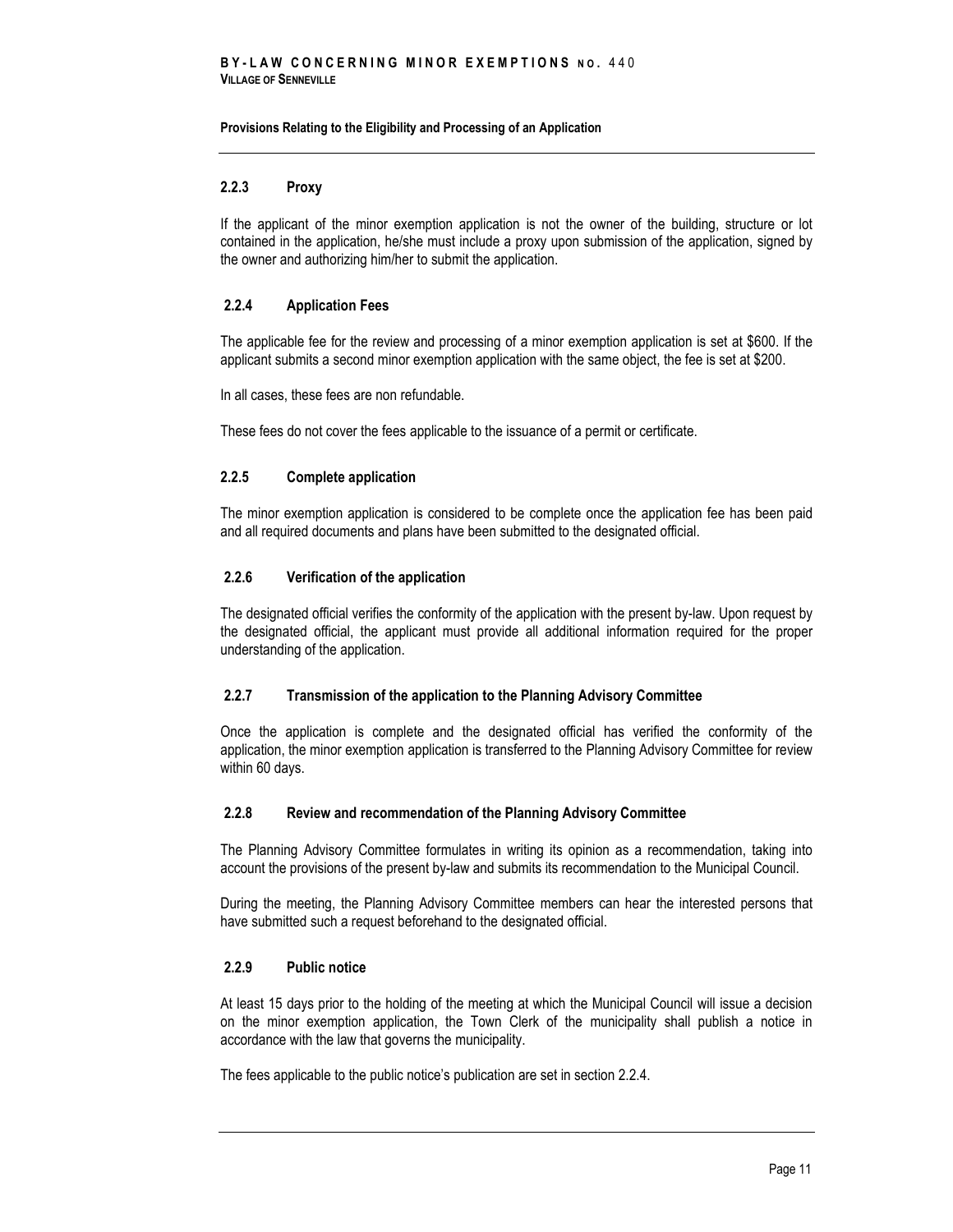**Provisions Relating to the Eligibility and Processing of an Application**

### 2.2.3 Proxy

If the applicant of the minor exemption application is not the owner of the building, structure or lot contained in the application, he/she must include a proxy upon submission of the application, signed by the owner and authorizing him/her to submit the application.

### 2.2.4 Application Fees

The applicable fee for the review and processing of a minor exemption application is set at $600. If the applicant submits a second minor exemption application with the same object, the fee is set at $200.

In all cases, these fees are non refundable.

These fees do not cover the fees applicable to the issuance of a permit or certificate.

### 2.2.5 Complete application

The minor exemption application is considered to be complete once the application fee has been paid and all required documents and plans have been submitted to the designated official.

### 2.2.6 Verification of the application

The designated official verifies the conformity of the application with the present by-law. Upon request by the designated official, the applicant must provide all additional information required for the proper understanding of the application.

### 2.2.7 Transmission of the application to the Planning Advisory Committee

Once the application is complete and the designated official has verified the conformity of the application, the minor exemption application is transferred to the Planning Advisory Committee for review within 60 days.

### 2.2.8 Review and recommendation of the Planning Advisory Committee

The Planning Advisory Committee formulates in writing its opinion as a recommendation, taking into account the provisions of the present by-law and submits its recommendation to the Municipal Council.

During the meeting, the Planning Advisory Committee members can hear the interested persons that have submitted such a request beforehand to the designated official.

### 2.2.9 Public notice

At least 15 days prior to the holding of the meeting at which the Municipal Council will issue a decision on the minor exemption application, the Town Clerk of the municipality shall publish a notice in accordance with the law that governs the municipality.

The fees applicable to the public notice's publication are set in section 2.2.4.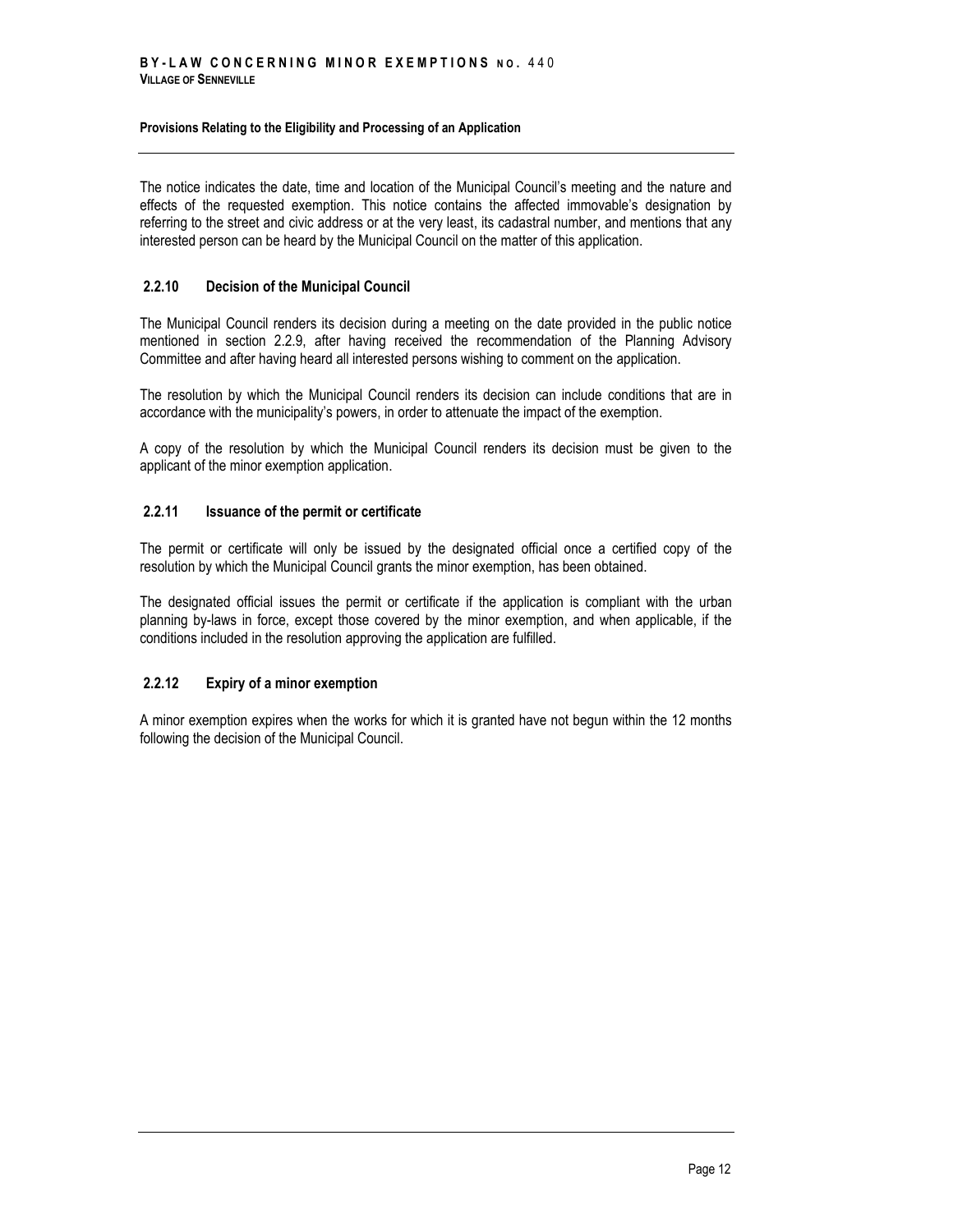The notice indicates the date, time and location of the Municipal Council's meeting and the nature and effects of the requested exemption. This notice contains the affected immovable's designation by referring to the street and civic address or at the very least, its cadastral number, and mentions that any interested person can be heard by the Municipal Council on the matter of this application.

### 2.2.10 Decision of the Municipal Council

The Municipal Council renders its decision during a meeting on the date provided in the public notice mentioned in section 2.2.9, after having received the recommendation of the Planning Advisory Committee and after having heard all interested persons wishing to comment on the application.

The resolution by which the Municipal Council renders its decision can include conditions that are in accordance with the municipality's powers, in order to attenuate the impact of the exemption.

A copy of the resolution by which the Municipal Council renders its decision must be given to the applicant of the minor exemption application.

### 2.2.11 Issuance of the permit or certificate

The permit or certificate will only be issued by the designated official once a certified copy of the resolution by which the Municipal Council grants the minor exemption, has been obtained.

The designated official issues the permit or certificate if the application is compliant with the urban planning by-laws in force, except those covered by the minor exemption, and when applicable, if the conditions included in the resolution approving the application are fulfilled.

### 2.2.12 Expiry of a minor exemption

A minor exemption expires when the works for which it is granted have not begun within the 12 months following the decision of the Municipal Council.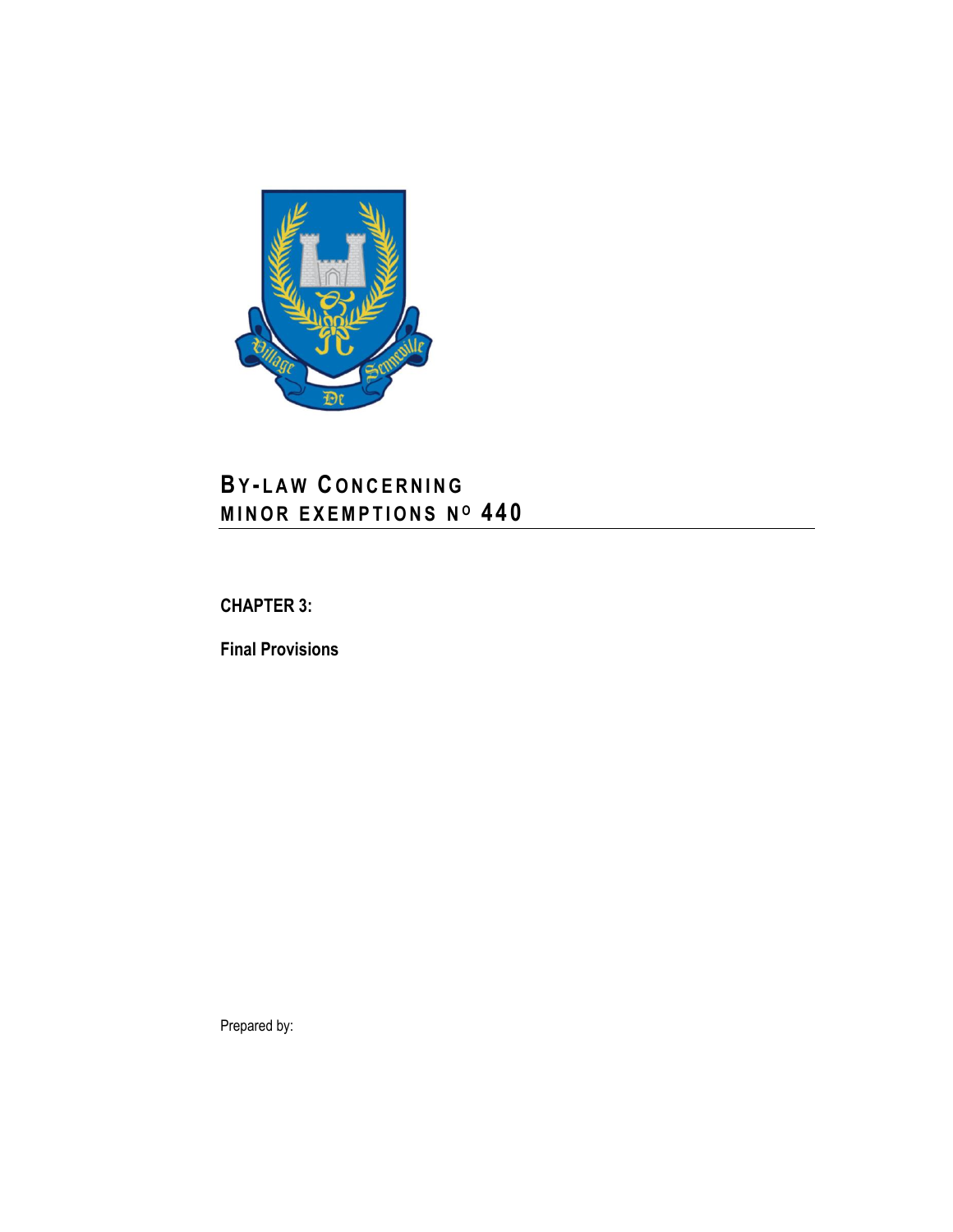# BY-LAW CONCERNING MINOR EXEMPTIONS NO 440

## CHAPTER 3:

## Final Provisions

Prepared by: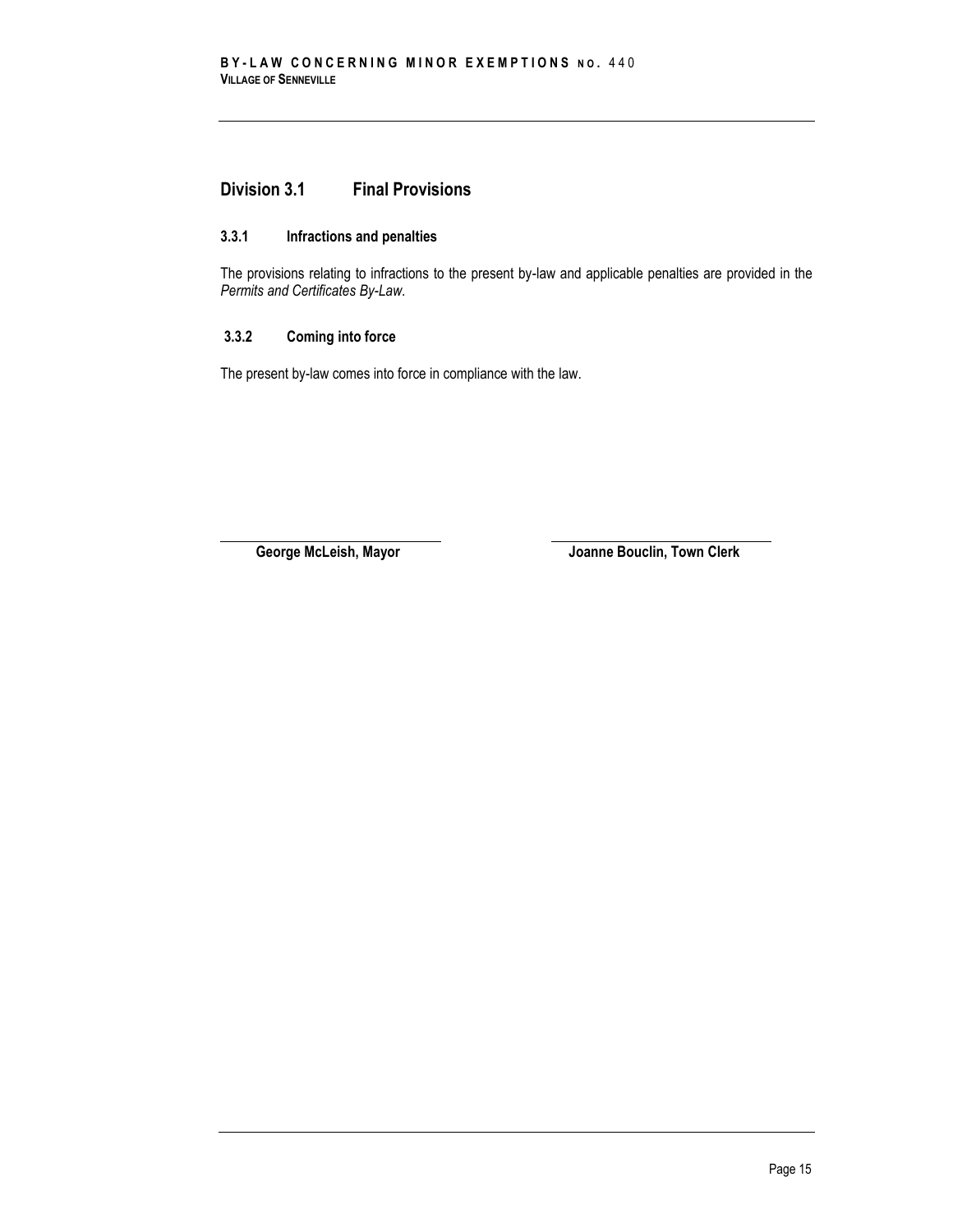## Division 3.1 Final Provisions

### 3.3.1 Infractions and penalties

The provisions relating to infractions to the present by-law and applicable penalties are provided in the *Permits and Certificates By-Law*.

### 3.3.2 Coming into force

The present by-law comes into force in compliance with the law.

| | |
|---|---|
| **George McLeish, Mayor** | **Joanne Bouclin, Town Clerk** |